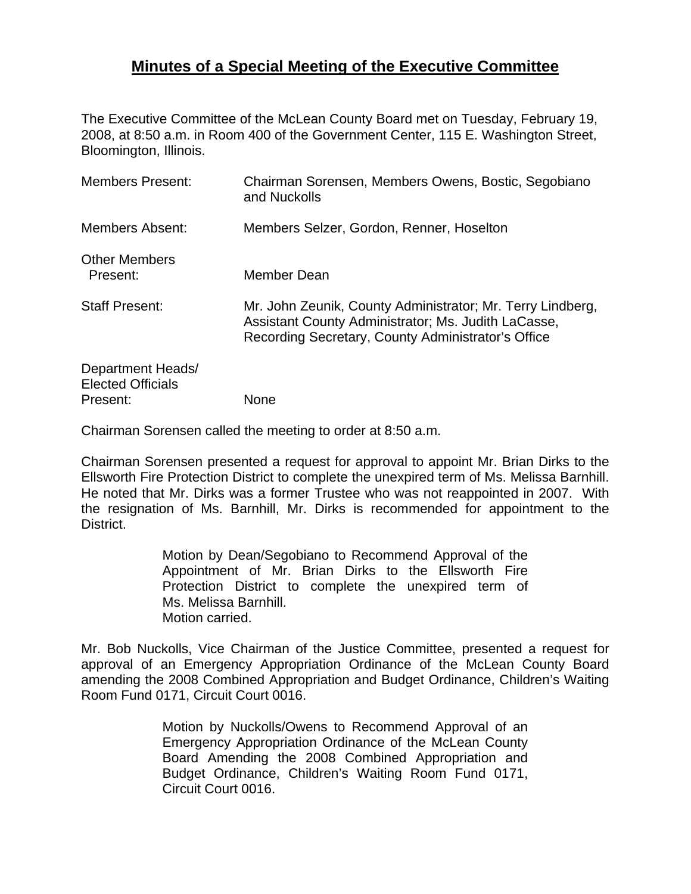# **Minutes of a Special Meeting of the Executive Committee**

The Executive Committee of the McLean County Board met on Tuesday, February 19, 2008, at 8:50 a.m. in Room 400 of the Government Center, 115 E. Washington Street, Bloomington, Illinois.

Members Present: Chairman Sorensen, Members Owens, Bostic, Segobiano and Nuckolls

Members Absent: Members Selzer, Gordon, Renner, Hoselton

Other Members Present: Member Dean

Staff Present: Mr. John Zeunik, County Administrator; Mr. Terry Lindberg, Assistant County Administrator; Ms. Judith LaCasse, Recording Secretary, County Administrator's Office

Department Heads/ Elected Officials Present: None

Chairman Sorensen called the meeting to order at 8:50 a.m.

Chairman Sorensen presented a request for approval to appoint Mr. Brian Dirks to the Ellsworth Fire Protection District to complete the unexpired term of Ms. Melissa Barnhill. He noted that Mr. Dirks was a former Trustee who was not reappointed in 2007. With the resignation of Ms. Barnhill, Mr. Dirks is recommended for appointment to the District.

> Motion by Dean/Segobiano to Recommend Approval of the Appointment of Mr. Brian Dirks to the Ellsworth Fire Protection District to complete the unexpired term of Ms. Melissa Barnhill.
> Motion carried.

Mr. Bob Nuckolls, Vice Chairman of the Justice Committee, presented a request for approval of an Emergency Appropriation Ordinance of the McLean County Board amending the 2008 Combined Appropriation and Budget Ordinance, Children's Waiting Room Fund 0171, Circuit Court 0016.

> Motion by Nuckolls/Owens to Recommend Approval of an Emergency Appropriation Ordinance of the McLean County Board Amending the 2008 Combined Appropriation and Budget Ordinance, Children's Waiting Room Fund 0171, Circuit Court 0016.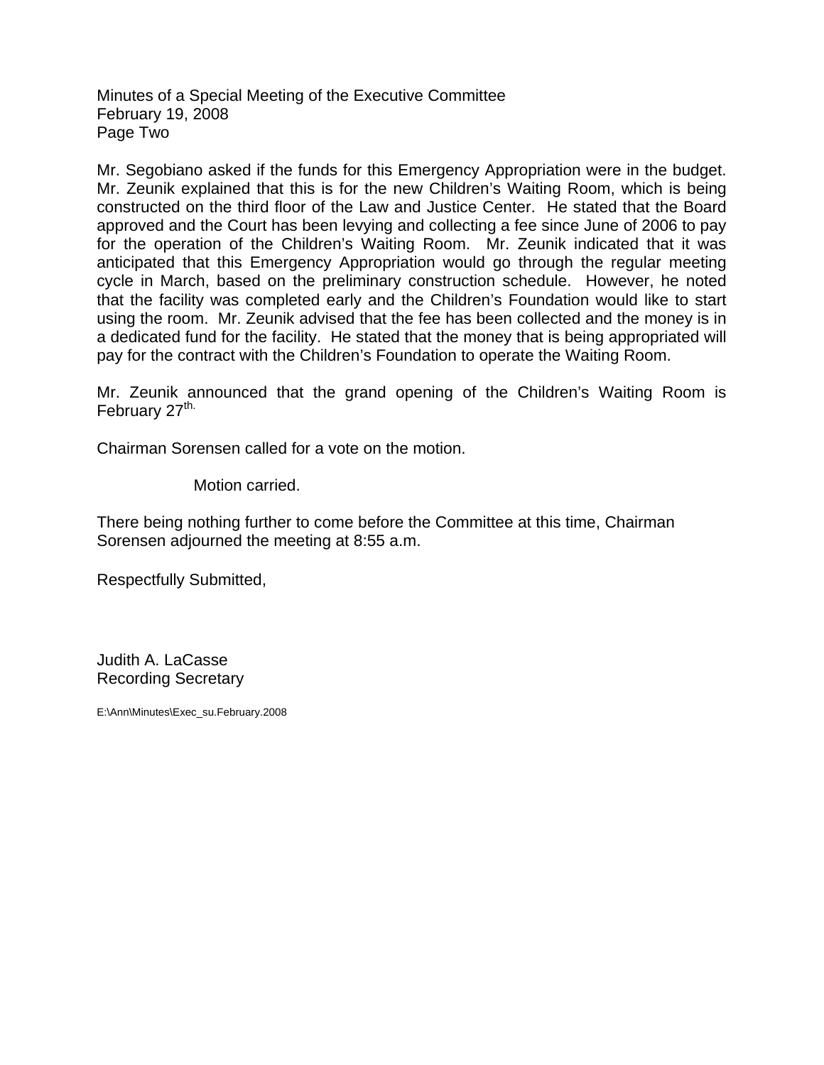Mr. Segobiano asked if the funds for this Emergency Appropriation were in the budget. Mr. Zeunik explained that this is for the new Children's Waiting Room, which is being constructed on the third floor of the Law and Justice Center. He stated that the Board approved and the Court has been levying and collecting a fee since June of 2006 to pay for the operation of the Children's Waiting Room. Mr. Zeunik indicated that it was anticipated that this Emergency Appropriation would go through the regular meeting cycle in March, based on the preliminary construction schedule. However, he noted that the facility was completed early and the Children's Foundation would like to start using the room. Mr. Zeunik advised that the fee has been collected and the money is in a dedicated fund for the facility. He stated that the money that is being appropriated will pay for the contract with the Children's Foundation to operate the Waiting Room.

Mr. Zeunik announced that the grand opening of the Children's Waiting Room is February 27th.

Chairman Sorensen called for a vote on the motion.

Motion carried.

There being nothing further to come before the Committee at this time, Chairman Sorensen adjourned the meeting at 8:55 a.m.

Respectfully Submitted,

Judith A. LaCasse
Recording Secretary

E:\Ann\Minutes\Exec_su.February.2008